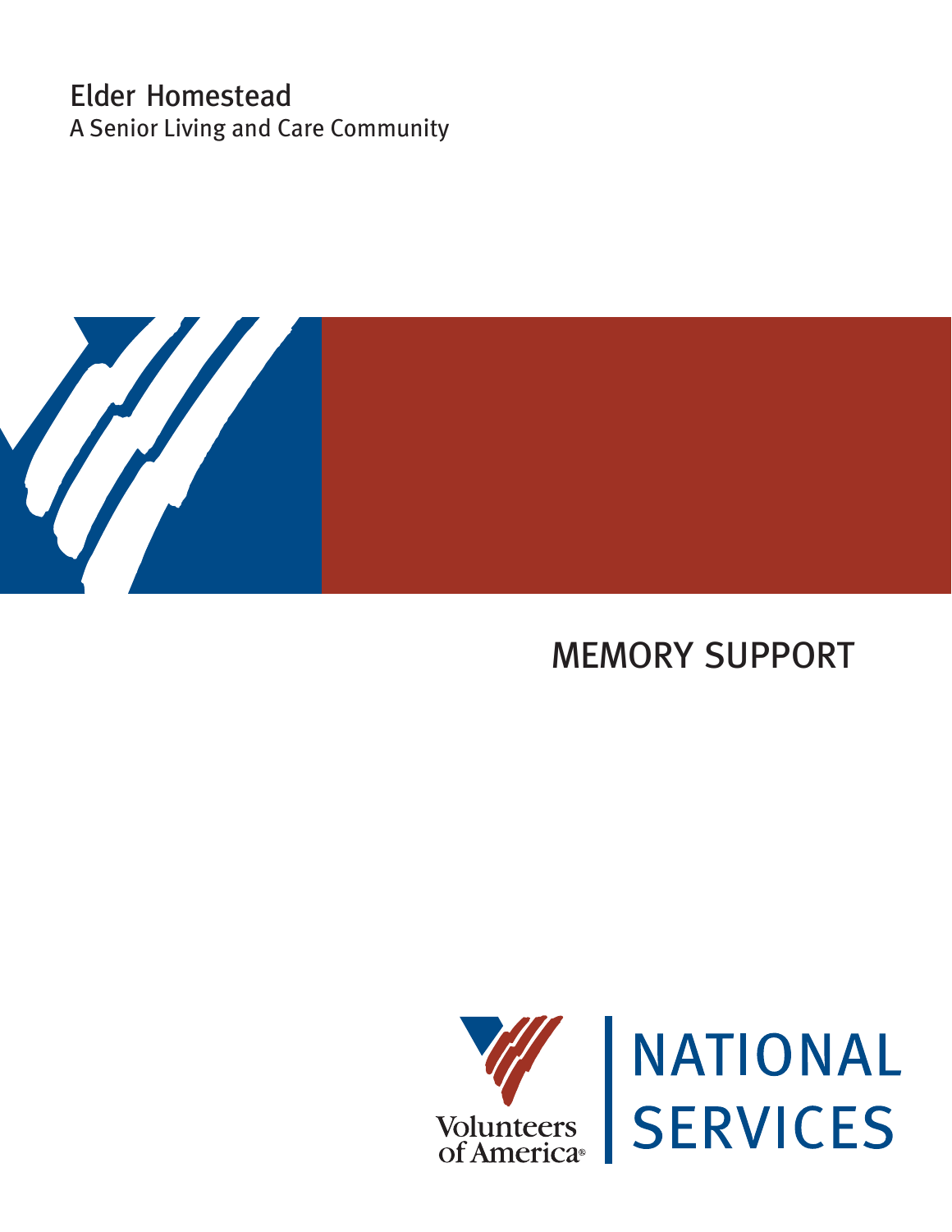Elder Homestead

A Senior Living and Care Community

# MEMORY SUPPORT

Volunteers of America®

NATIONAL SERVICES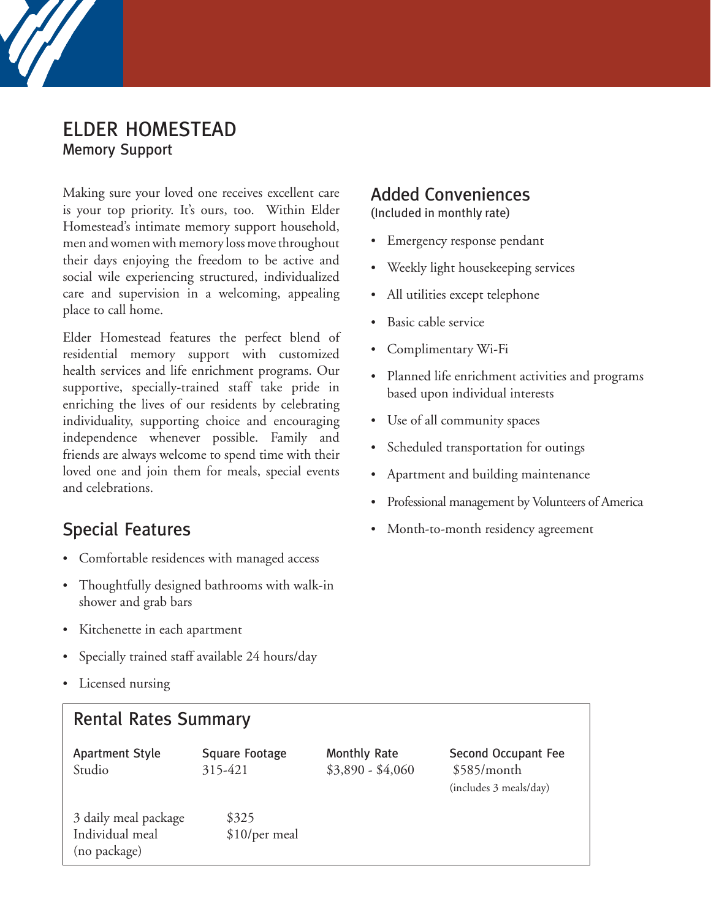# ELDER HOMESTEAD

## Memory Support

Making sure your loved one receives excellent care is your top priority. It's ours, too. Within Elder Homestead's intimate memory support household, men and women with memory loss move throughout their days enjoying the freedom to be active and social wile experiencing structured, individualized care and supervision in a welcoming, appealing place to call home.

Elder Homestead features the perfect blend of residential memory support with customized health services and life enrichment programs. Our supportive, specially-trained staff take pride in enriching the lives of our residents by celebrating individuality, supporting choice and encouraging independence whenever possible. Family and friends are always welcome to spend time with their loved one and join them for meals, special events and celebrations.

### Special Features

- Comfortable residences with managed access
- Thoughtfully designed bathrooms with walk-in shower and grab bars
- Kitchenette in each apartment
- Specially trained staff available 24 hours/day
- Licensed nursing

### Added Conveniences

(Included in monthly rate)

- Emergency response pendant
- Weekly light housekeeping services
- All utilities except telephone
- Basic cable service
- Complimentary Wi-Fi
- Planned life enrichment activities and programs based upon individual interests
- Use of all community spaces
- Scheduled transportation for outings
- Apartment and building maintenance
- Professional management by Volunteers of America
- Month-to-month residency agreement

### Rental Rates Summary

| Apartment Style | Square Footage | Monthly Rate | Second Occupant Fee |
|---|---|---|---|
| Studio | 315-421 | $3,890 - $4,060 | $585/month (includes 3 meals/day) |

| | |
|---|---|
| 3 daily meal package | $325 |
| Individual meal (no package) | $10/per meal |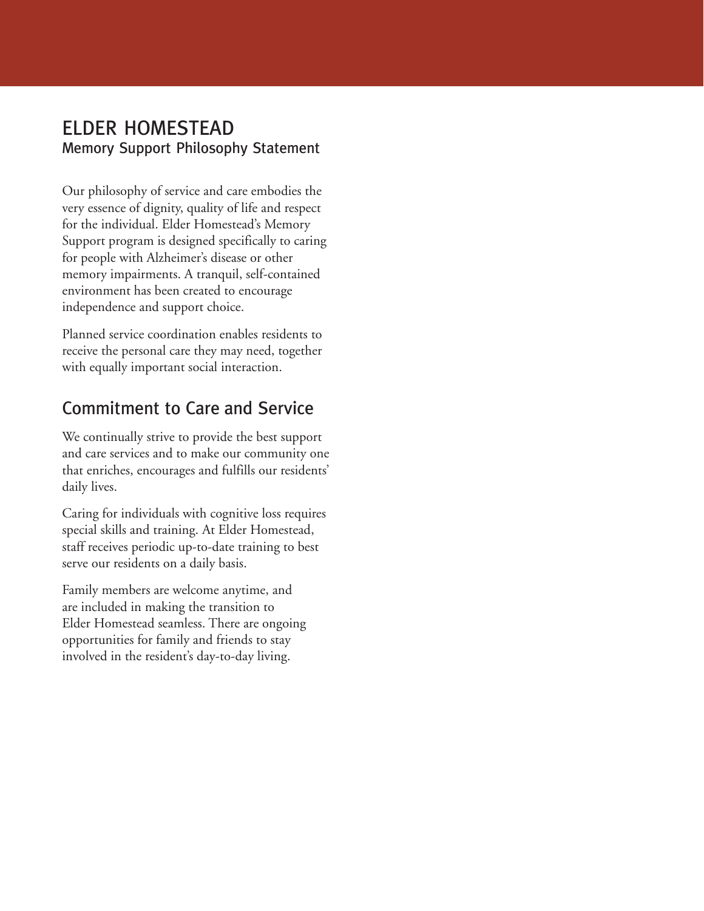# ELDER HOMESTEAD

## Memory Support Philosophy Statement

Our philosophy of service and care embodies the very essence of dignity, quality of life and respect for the individual. Elder Homestead's Memory Support program is designed specifically to caring for people with Alzheimer's disease or other memory impairments. A tranquil, self-contained environment has been created to encourage independence and support choice.

Planned service coordination enables residents to receive the personal care they may need, together with equally important social interaction.

## Commitment to Care and Service

We continually strive to provide the best support and care services and to make our community one that enriches, encourages and fulfills our residents' daily lives.

Caring for individuals with cognitive loss requires special skills and training. At Elder Homestead, staff receives periodic up-to-date training to best serve our residents on a daily basis.

Family members are welcome anytime, and are included in making the transition to Elder Homestead seamless. There are ongoing opportunities for family and friends to stay involved in the resident's day-to-day living.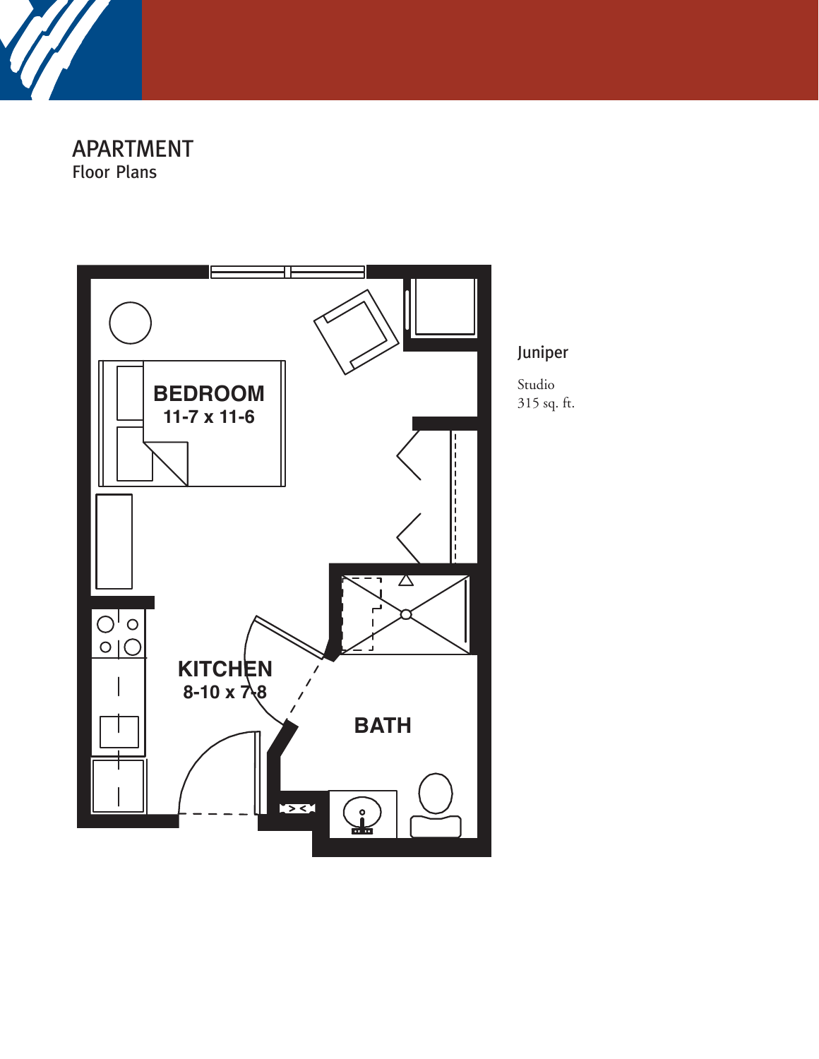# APARTMENT
Floor Plans

BEDROOM
11-7 x 11-6

KITCHEN
8-10 x 7-8

BATH

## Juniper

Studio
315 sq. ft.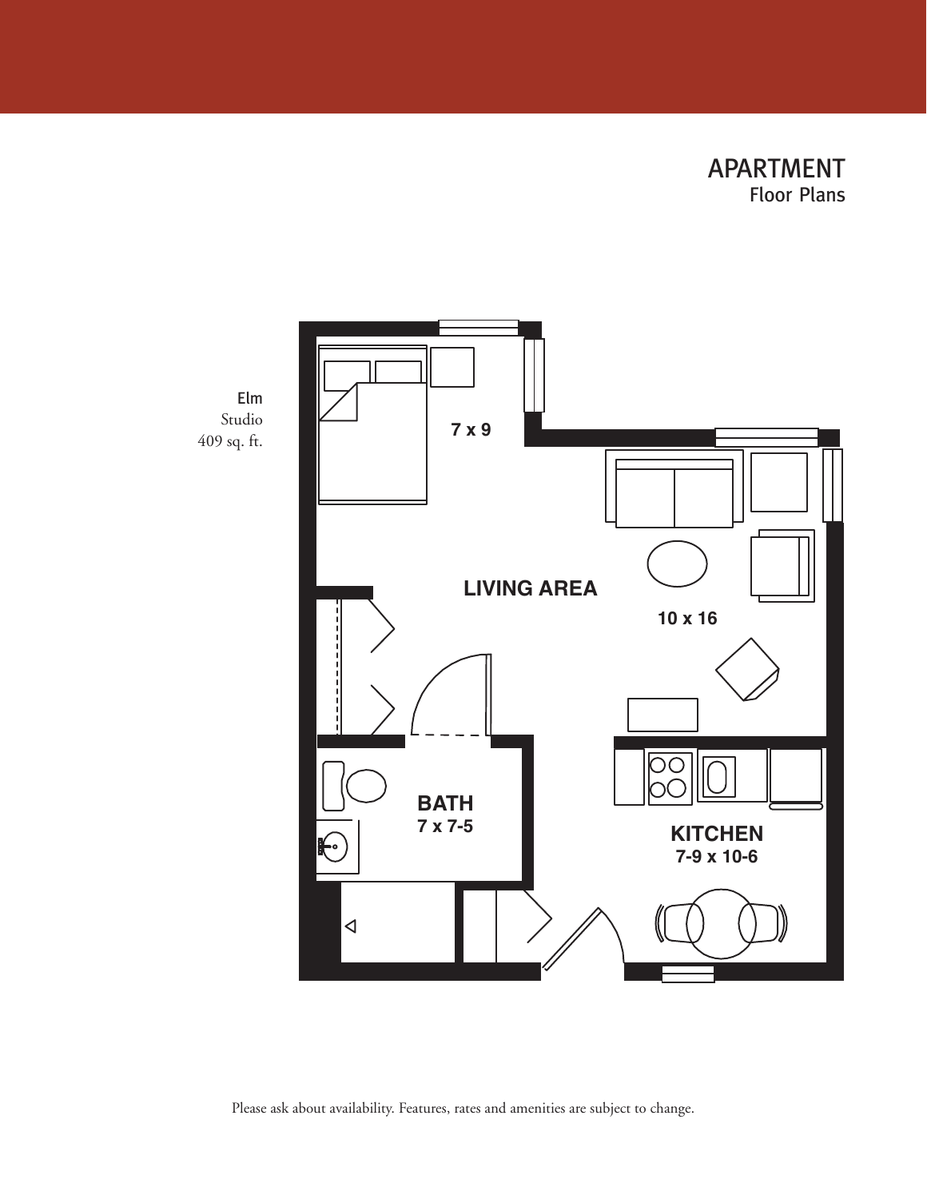# APARTMENT
Floor Plans

**Elm**
Studio
409 sq. ft.

7 x 9

LIVING AREA
10 x 16

BATH
7 x 7-5

KITCHEN
7-9 x 10-6

Please ask about availability. Features, rates and amenities are subject to change.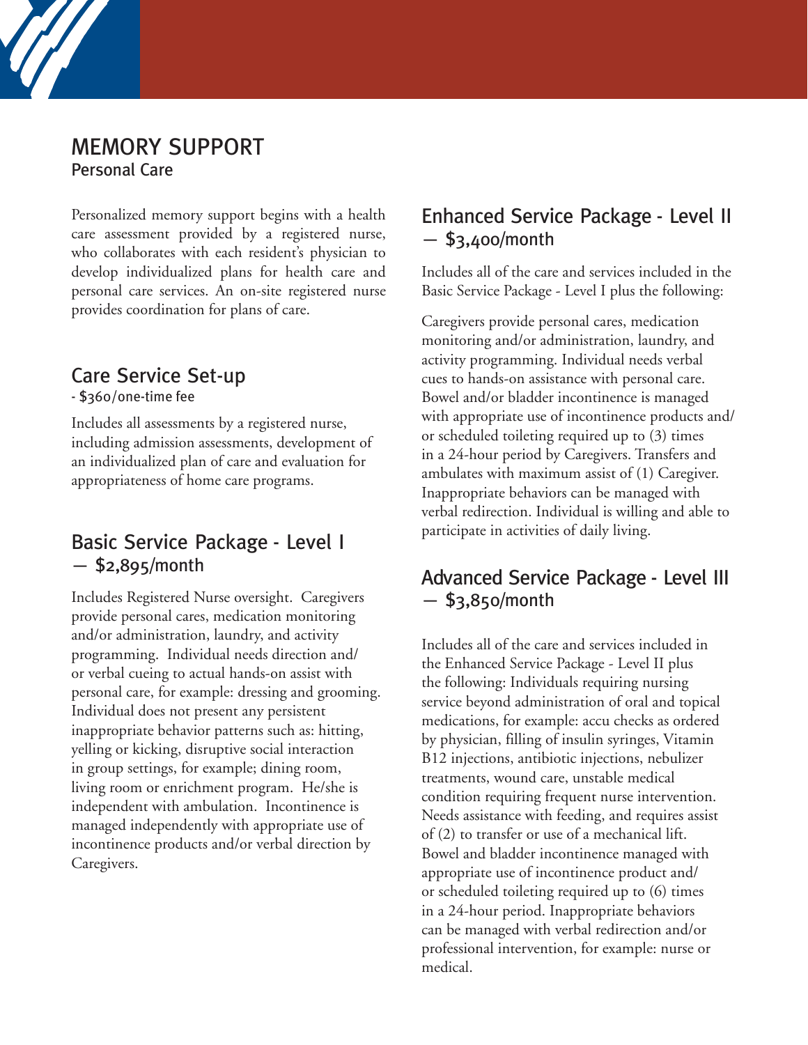# MEMORY SUPPORT

## Personal Care

Personalized memory support begins with a health care assessment provided by a registered nurse, who collaborates with each resident's physician to develop individualized plans for health care and personal care services. An on-site registered nurse provides coordination for plans of care.

### Care Service Set-up

- $360/one-time fee

Includes all assessments by a registered nurse, including admission assessments, development of an individualized plan of care and evaluation for appropriateness of home care programs.

### Basic Service Package - Level I — $2,895/month

Includes Registered Nurse oversight. Caregivers provide personal cares, medication monitoring and/or administration, laundry, and activity programming. Individual needs direction and/or verbal cueing to actual hands-on assist with personal care, for example: dressing and grooming. Individual does not present any persistent inappropriate behavior patterns such as: hitting, yelling or kicking, disruptive social interaction in group settings, for example; dining room, living room or enrichment program. He/she is independent with ambulation. Incontinence is managed independently with appropriate use of incontinence products and/or verbal direction by Caregivers.

### Enhanced Service Package - Level II — $3,400/month

Includes all of the care and services included in the Basic Service Package - Level I plus the following:

Caregivers provide personal cares, medication monitoring and/or administration, laundry, and activity programming. Individual needs verbal cues to hands-on assistance with personal care. Bowel and/or bladder incontinence is managed with appropriate use of incontinence products and/or scheduled toileting required up to (3) times in a 24-hour period by Caregivers. Transfers and ambulates with maximum assist of (1) Caregiver. Inappropriate behaviors can be managed with verbal redirection. Individual is willing and able to participate in activities of daily living.

### Advanced Service Package - Level III — $3,850/month

Includes all of the care and services included in the Enhanced Service Package - Level II plus the following: Individuals requiring nursing service beyond administration of oral and topical medications, for example: accu checks as ordered by physician, filling of insulin syringes, Vitamin B12 injections, antibiotic injections, nebulizer treatments, wound care, unstable medical condition requiring frequent nurse intervention. Needs assistance with feeding, and requires assist of (2) to transfer or use of a mechanical lift. Bowel and bladder incontinence managed with appropriate use of incontinence product and/or scheduled toileting required up to (6) times in a 24-hour period. Inappropriate behaviors can be managed with verbal redirection and/or professional intervention, for example: nurse or medical.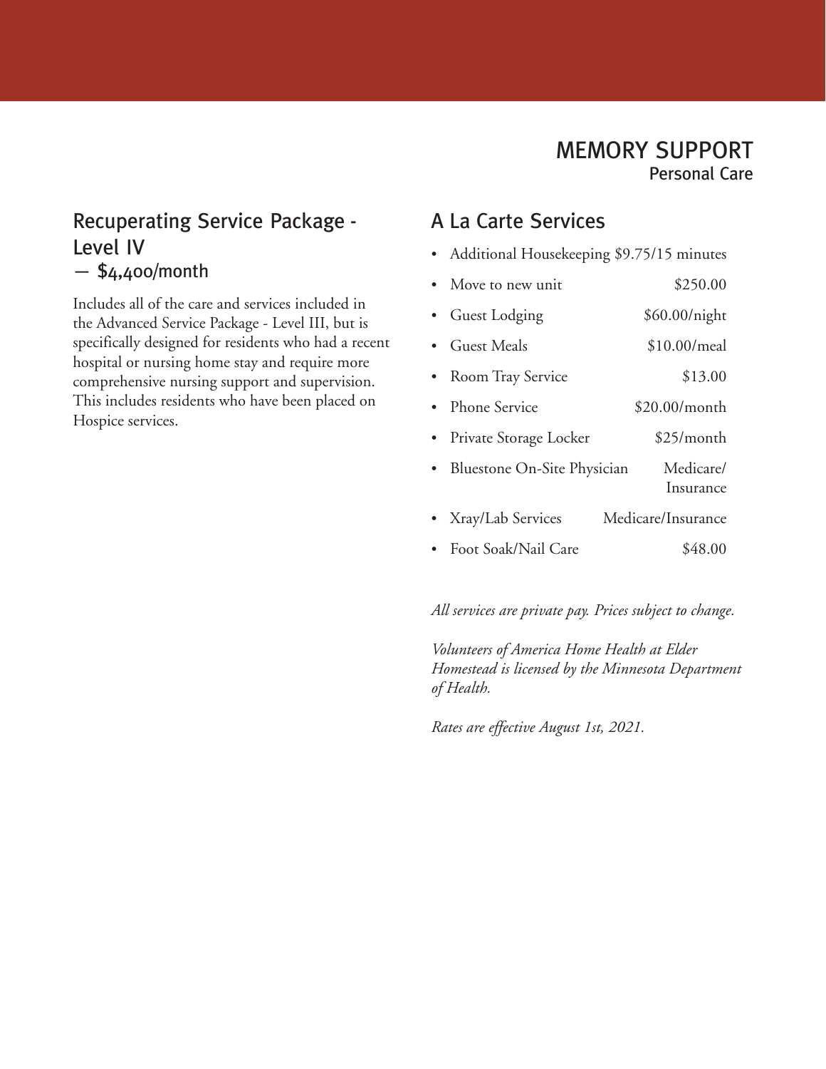# MEMORY SUPPORT

## Personal Care

## Recuperating Service Package - Level IV — $4,400/month

Includes all of the care and services included in the Advanced Service Package - Level III, but is specifically designed for residents who had a recent hospital or nursing home stay and require more comprehensive nursing support and supervision. This includes residents who have been placed on Hospice services.

## A La Carte Services

- Additional Housekeeping $9.75/15 minutes
- Move to new unit $250.00
- Guest Lodging $60.00/night
- Guest Meals $10.00/meal
- Room Tray Service $13.00
- Phone Service $20.00/month
- Private Storage Locker $25/month
- Bluestone On-Site Physician Medicare/Insurance
- Xray/Lab Services Medicare/Insurance
- Foot Soak/Nail Care $48.00

*All services are private pay. Prices subject to change.*

*Volunteers of America Home Health at Elder Homestead is licensed by the Minnesota Department of Health.*

*Rates are effective August 1st, 2021.*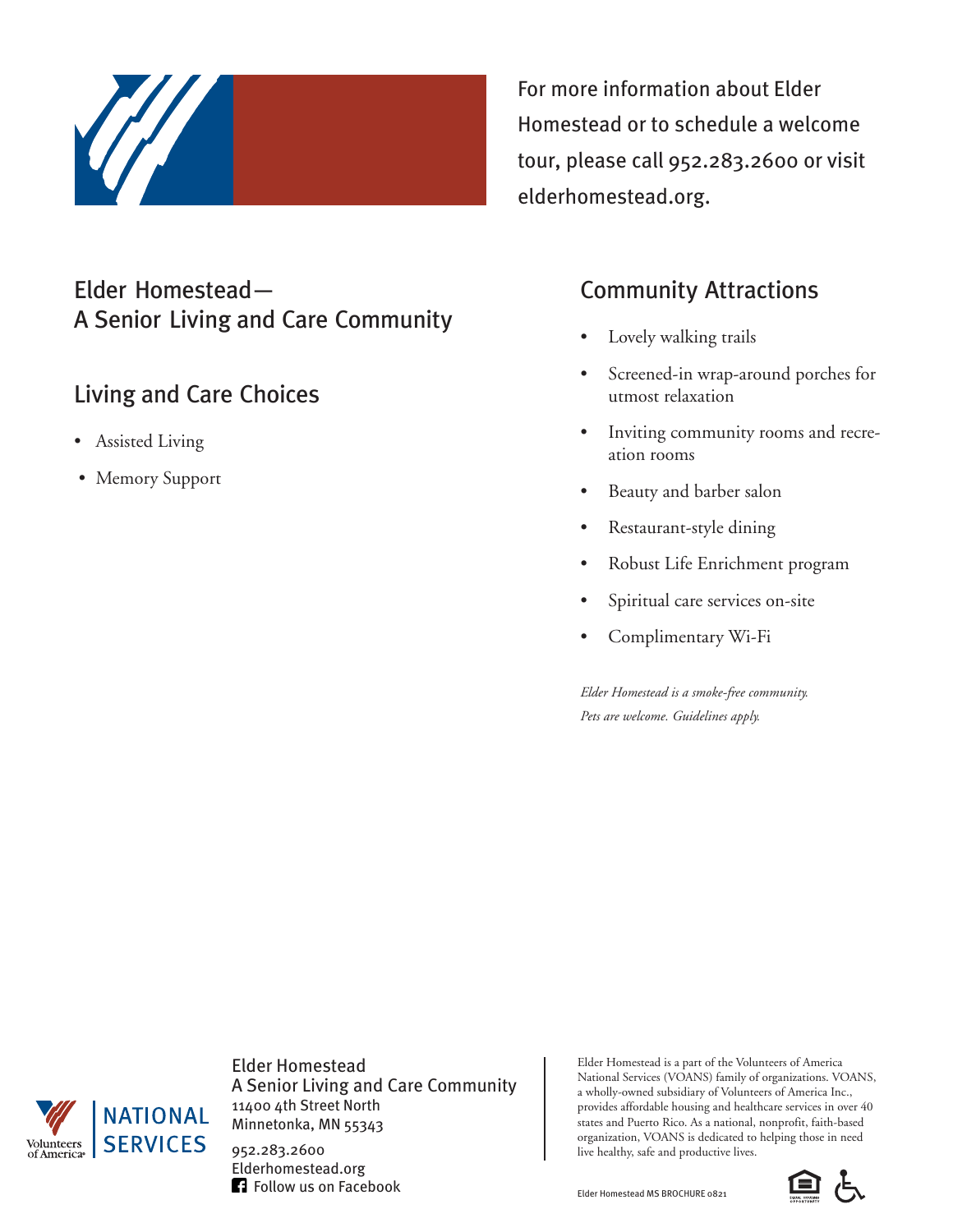For more information about Elder Homestead or to schedule a welcome tour, please call 952.283.2600 or visit elderhomestead.org.

## Elder Homestead— A Senior Living and Care Community

### Living and Care Choices

- Assisted Living
- Memory Support

### Community Attractions

- Lovely walking trails
- Screened-in wrap-around porches for utmost relaxation
- Inviting community rooms and recreation rooms
- Beauty and barber salon
- Restaurant-style dining
- Robust Life Enrichment program
- Spiritual care services on-site
- Complimentary Wi-Fi

*Elder Homestead is a smoke-free community.*
*Pets are welcome. Guidelines apply.*

Volunteers of America NATIONAL SERVICES

Elder Homestead
A Senior Living and Care Community
11400 4th Street North
Minnetonka, MN 55343

952.283.2600
Elderhomestead.org
Follow us on Facebook

Elder Homestead is a part of the Volunteers of America National Services (VOANS) family of organizations. VOANS, a wholly-owned subsidiary of Volunteers of America Inc., provides affordable housing and healthcare services in over 40 states and Puerto Rico. As a national, nonprofit, faith-based organization, VOANS is dedicated to helping those in need live healthy, safe and productive lives.

Elder Homestead MS BROCHURE 0821